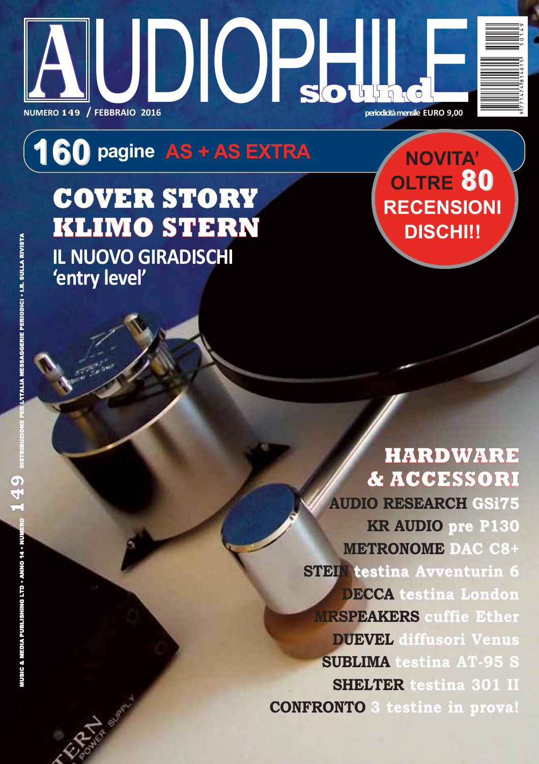# AUDIOPHILE sound

NUMERO 149 / FEBBRAIO 2016

periodicità mensile EURO 9,00

**160 pagine AS + AS EXTRA**

**NOVITA' OLTRE 80 RECENSIONI DISCHI!!**

## COVER STORY KLIMO STERN

**IL NUOVO GIRADISCHI 'entry level'**

## HARDWARE & ACCESSORI

**AUDIO RESEARCH** GSi75

**KR AUDIO** pre P130

**METRONOME** DAC C8+

**STEIN** testina Avventurin 6

**DECCA** testina London

**MRSPEAKERS** cuffie Ether

**DUEVEL** diffusori Venus

**SUBLIMA** testina AT-95 S

**SHELTER** testina 301 II

**CONFRONTO** 3 testine in prova!

MUSIC & MEDIA PUBLISHING LTD • ANNO 14 • NUMERO 149 DISTRIBUZIONE PER L'ITALIA MESSAGGERIE PERIODICI • I.R. SULLA RIVISTA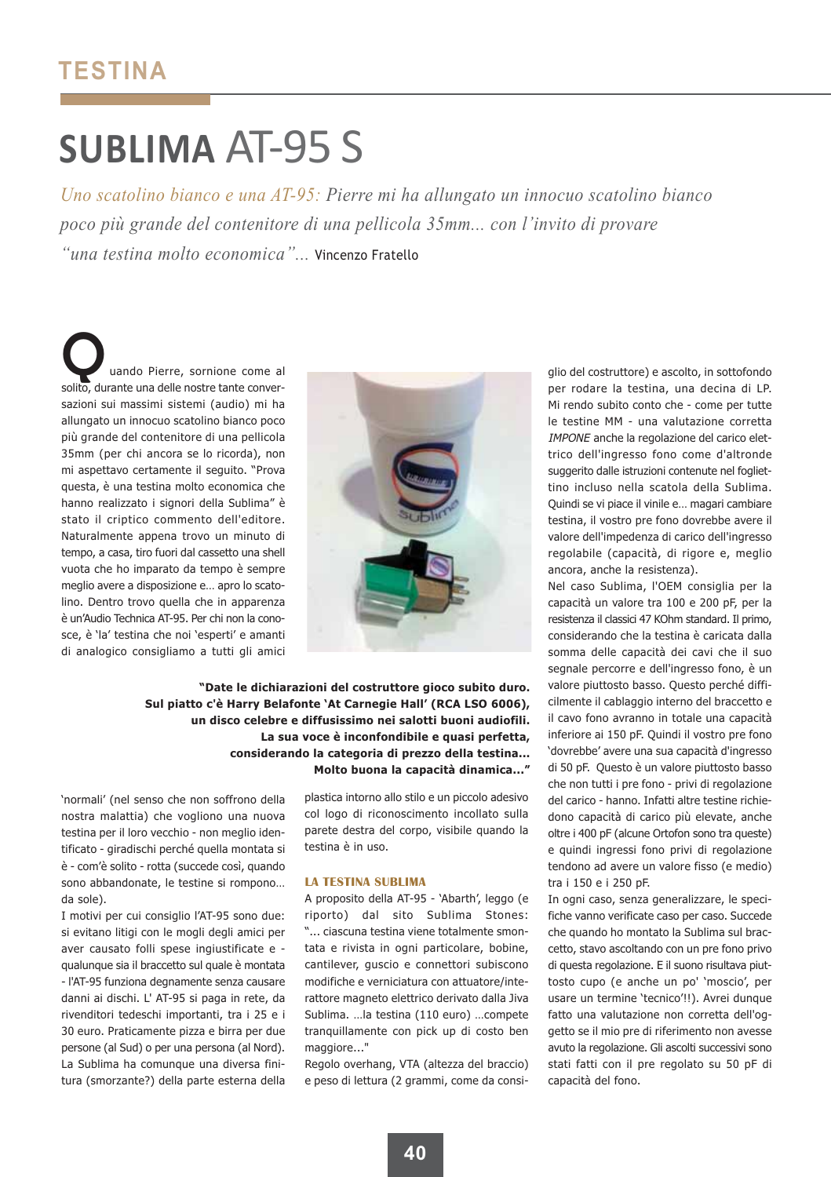# SUBLIMA AT-95 S

*Uno scatolino bianco e una AT-95: Pierre mi ha allungato un innocuo scatolino bianco poco più grande del contenitore di una pellicola 35mm... con l'invito di provare "una testina molto economica"...* Vincenzo Fratello

Quando Pierre, sornione come al solito, durante una delle nostre tante conversazioni sui massimi sistemi (audio) mi ha allungato un innocuo scatolino bianco poco più grande del contenitore di una pellicola 35mm (per chi ancora se lo ricorda), non mi aspettavo certamente il seguito. "Prova questa, è una testina molto economica che hanno realizzato i signori della Sublima" è stato il criptico commento dell'editore. Naturalmente appena trovo un minuto di tempo, a casa, tiro fuori dal cassetto una shell vuota che ho imparato da tempo è sempre meglio avere a disposizione e… apro lo scatolino. Dentro trovo quella che in apparenza è un'Audio Technica AT-95. Per chi non la conosce, è 'la' testina che noi 'esperti' e amanti di analogico consigliamo a tutti gli amici 'normali' (nel senso che non soffrono della nostra malattia) che vogliono una nuova testina per il loro vecchio - non meglio identificato - giradischi perché quella montata si è - com'è solito - rotta (succede così, quando sono abbandonate, le testine si rompono… da sole).

I motivi per cui consiglio l'AT-95 sono due: si evitano litigi con le mogli degli amici per aver causato folli spese ingiustificate e - qualunque sia il braccetto sul quale è montata - l'AT-95 funziona degnamente senza causare danni ai dischi. L' AT-95 si paga in rete, da rivenditori tedeschi importanti, tra i 25 e i 30 euro. Praticamente pizza e birra per due persone (al Sud) o per una persona (al Nord). La Sublima ha comunque una diversa finitura (smorzante?) della parte esterna della plastica intorno allo stilo e un piccolo adesivo col logo di riconoscimento incollato sulla parete destra del corpo, visibile quando la testina è in uso.

**"Date le dichiarazioni del costruttore gioco subito duro. Sul piatto c'è Harry Belafonte 'At Carnegie Hall' (RCA LSO 6006), un disco celebre e diffusissimo nei salotti buoni audiofili. La sua voce è inconfondibile e quasi perfetta, considerando la categoria di prezzo della testina... Molto buona la capacità dinamica..."**

### LA TESTINA SUBLIMA

A proposito della AT-95 - 'Abarth', leggo (e riporto) dal sito Sublima Stones: "... ciascuna testina viene totalmente smontata e rivista in ogni particolare, bobine, cantilever, guscio e connettori subiscono modifiche e verniciatura con attuatore/interattore magneto elettrico derivato dalla Jiva Sublima. …la testina (110 euro) …compete tranquillamente con pick up di costo ben maggiore..."

Regolo overhang, VTA (altezza del braccio) e peso di lettura (2 grammi, come da consiglio del costruttore) e ascolto, in sottofondo per rodare la testina, una decina di LP. Mi rendo subito conto che - come per tutte le testine MM - una valutazione corretta *IMPONE* anche la regolazione del carico elettrico dell'ingresso fono come d'altronde suggerito dalle istruzioni contenute nel foglietino incluso nella scatola della Sublima. Quindi se vi piace il vinile e… magari cambiare testina, il vostro pre fono dovrebbe avere il valore dell'impedenza di carico dell'ingresso regolabile (capacità, di rigore e, meglio ancora, anche la resistenza).

Nel caso Sublima, l'OEM consiglia per la capacità un valore tra 100 e 200 pF, per la resistenza il classici 47 KOhm standard. Il primo, considerando che la testina è caricata dalla somma delle capacità dei cavi che il suo segnale percorre e dell'ingresso fono, è un valore piuttosto basso. Questo perché difficilmente il cablaggio interno del braccetto e il cavo fono avranno in totale una capacità inferiore ai 150 pF. Quindi il vostro pre fono 'dovrebbe' avere una sua capacità d'ingresso di 50 pF. Questo è un valore piuttosto basso che non tutti i pre fono - privi di regolazione del carico - hanno. Infatti altre testine richiedono capacità di carico più elevate, anche oltre i 400 pF (alcune Ortofon sono tra queste) e quindi ingressi fono privi di regolazione tendono ad avere un valore fisso (e medio) tra i 150 e i 250 pF.

In ogni caso, senza generalizzare, le specifiche vanno verificate caso per caso. Succede che quando ho montato la Sublima sul braccetto, stavo ascoltando con un pre fono privo di questa regolazione. E il suono risultava piuttosto cupo (e anche un po' 'moscio', per usare un termine 'tecnico'!!). Avrei dunque fatto una valutazione non corretta dell'oggetto se il mio pre di riferimento non avesse avuto la regolazione. Gli ascolti successivi sono stati fatti con il pre regolato su 50 pF di capacità del fono.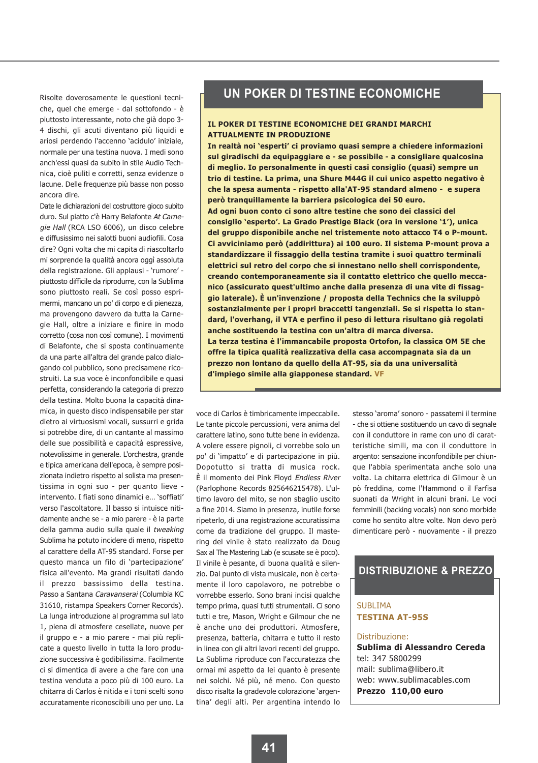Risolte doverosamente le questioni tecniche, quel che emerge - dal sottofondo - è piuttosto interessante, noto che già dopo 3-4 dischi, gli acuti diventano più liquidi e ariosi perdendo l'accenno 'acidulo' iniziale, normale per una testina nuova. I medi sono anch'essi quasi da subito in stile Audio Technica, cioè puliti e corretti, senza evidenze o lacune. Delle frequenze più basse non posso ancora dire.

Date le dichiarazioni del costruttore gioco subito duro. Sul piatto c'è Harry Belafonte *At Carnegie Hall* (RCA LSO 6006), un disco celebre e diffusissimo nei salotti buoni audiofili. Cosa dire? Ogni volta che mi capita di riascoltarlo mi sorprende la qualità ancora oggi assoluta della registrazione. Gli applausi - 'rumore' - piuttosto difficile da riprodurre, con la Sublima sono piuttosto reali. Se così posso esprimermi, mancano un po' di corpo e di pienezza, ma provengono davvero da tutta la Carnegie Hall, oltre a iniziare e finire in modo corretto (cosa non così comune). I movimenti di Belafonte, che si sposta continuamente da una parte all'altra del grande palco dialogando col pubblico, sono precisamenente ricostruiti. La sua voce è inconfondibile e quasi perfetta, considerando la categoria di prezzo della testina. Molto buona la capacità dinamica, in questo disco indispensabile per star dietro ai virtuosismi vocali, sussurri e grida si potrebbe dire, di un cantante al massimo delle sue possibilità e capacità espressive, notevolissime in generale. L'orchestra, grande e tipica americana dell'epoca, è sempre posizionata indietro rispetto al solista ma presentissima in ogni suo - per quanto lieve - intervento. I fiati sono dinamici e… 'soffiati' verso l'ascoltatore. Il basso si intuisce nitidamente anche se - a mio parere - è la parte della gamma audio sulla quale il *tweaking* Sublima ha potuto incidere di meno, rispetto al carattere della AT-95 standard. Forse per questo manca un filo di 'partecipazione' fisica all'evento. Ma grandi risultati dando il prezzo bassissimo della testina.

Passo a Santana *Caravanserai* (Columbia KC 31610, ristampa Speakers Corner Records). La lunga introduzione al programma sul lato 1, piena di atmosfere cesellate, nuove per il gruppo e - a mio parere - mai più replicate a questo livello in tutta la loro produzione successiva è godibilissima. Facilmente ci si dimentica di avere a che fare con una testina venduta a poco più di 100 euro. La chitarra di Carlos è nitida e i toni scelti sono accuratamente riconoscibili uno per uno. La voce di Carlos è timbricamente impeccabile. Le tante piccole percussioni, vera anima del carattere latino, sono tutte bene in evidenza. A volere essere pignoli, ci vorrebbe solo un po' di 'impatto' e di partecipazione in più. Dopotutto si tratta di musica rock.

È il momento dei Pink Floyd *Endless River* (Parlophone Records 825646215478). L'ultimo lavoro del mito, se non sbaglio uscito a fine 2014. Siamo in presenza, inutile forse ripeterlo, di una registrazione accuratissima come da tradizione del gruppo. Il mastering del vinile è stato realizzato da Doug Sax al The Mastering Lab (e scusate se è poco). Il vinile è pesante, di buona qualità e silenzio. Dal punto di vista musicale, non è certamente il loro capolavoro, ne potrebbe o vorrebbe esserlo. Sono brani incisi qualche tempo prima, quasi tutti strumentali. Ci sono tutti e tre, Mason, Wright e Gilmour che ne è anche uno dei produttori. Atmosfere, presenza, batteria, chitarra e tutto il resto in linea con gli altri lavori recenti del gruppo. La Sublima riproduce con l'accuratezza che ormai mi aspetto da lei quanto è presente nei solchi. Né più, né meno. Con questo disco risalta la gradevole colorazione 'argentina' degli alti. Per argentina intendo lo stesso 'aroma' sonoro - passatemi il termine - che si ottiene sostituendo un cavo di segnale con il conduttore in rame con uno di caratteristiche simili, ma con il conduttore in argento: sensazione inconfondibile per chiunque l'abbia sperimentata anche solo una volta. La chitarra elettrica di Gilmour è un pò freddina, come l'Hammond o il Farfisa suonati da Wright in alcuni brani. Le voci femminili (backing vocals) non sono morbide come ho sentito altre volte. Non devo però dimenticare però - nuovamente - il prezzo

## UN POKER DI TESTINE ECONOMICHE

**IL POKER DI TESTINE ECONOMICHE DEI GRANDI MARCHI ATTUALMENTE IN PRODUZIONE**

**In realtà noi 'esperti' ci proviamo quasi sempre a chiedere informazioni sul giradischi da equipaggiare e - se possibile - a consigliare qualcosina di meglio. Io personalmente in questi casi consiglio (quasi) sempre un trio di testine. La prima, una Shure M44G il cui unico aspetto negativo è che la spesa aumenta - rispetto alla'AT-95 standard almeno - e supera però tranquillamente la barriera psicologica dei 50 euro.**

**Ad ogni buon conto ci sono altre testine che sono dei classici del consiglio 'esperto'. La Grado Prestige Black (ora in versione '1'), unica del gruppo disponibile anche nel tristemente noto attacco T4 o P-mount. Ci avviciniamo però (addirittura) ai 100 euro. Il sistema P-mount prova a standardizzare il fissaggio della testina tramite i suoi quattro terminali elettrici sul retro del corpo che si innestano nello shell corrispondente, creando contemporaneamente sia il contatto elettrico che quello meccanico (assicurato quest'ultimo anche dalla presenza di una vite di fissaggio laterale). È un'invenzione / proposta della Technics che la sviluppò sostanzialmente per i propri braccetti tangenziali. Se si rispetta lo standard, l'overhang, il VTA e perfino il peso di lettura risultano già regolati anche sostituendo la testina con un'altra di marca diversa.**

**La terza testina è l'immancabile proposta Ortofon, la classica OM 5E che offre la tipica qualità realizzativa della casa accompagnata sia da un prezzo non lontano da quello della AT-95, sia da una universalità d'impiego simile alla giapponese standard.** VF

## DISTRIBUZIONE & PREZZO

SUBLIMA
**TESTINA AT-95S**

Distribuzione:
**Sublima di Alessandro Cereda**
tel: 347 5800299
mail: sublima@libero.it
web: www.sublimacables.com
**Prezzo 110,00 euro**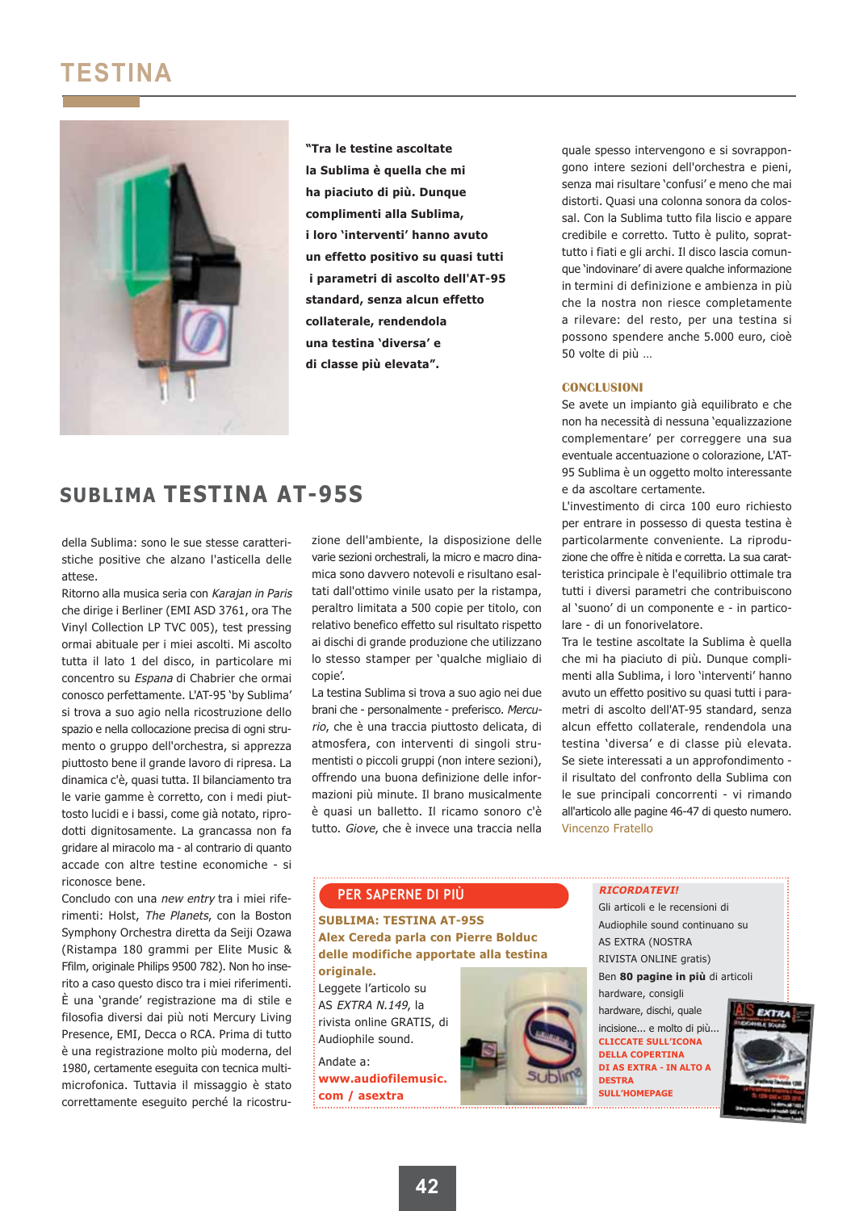# TESTINA

**"Tra le testine ascoltate la Sublima è quella che mi ha piaciuto di più. Dunque complimenti alla Sublima, i loro 'interventi' hanno avuto un effetto positivo su quasi tutti i parametri di ascolto dell'AT-95 standard, senza alcun effetto collaterale, rendendola una testina 'diversa' e di classe più elevata".**

## SUBLIMA TESTINA AT-95S

della Sublima: sono le sue stesse caratteristiche positive che alzano l'asticella delle attese.

Ritorno alla musica seria con *Karajan in Paris* che dirige i Berliner (EMI ASD 3761, ora The Vinyl Collection LP TVC 005), test pressing ormai abituale per i miei ascolti. Mi ascolto tutta il lato 1 del disco, in particolare mi concentro su *Espana* di Chabrier che ormai conosco perfettamente. L'AT-95 'by Sublima' si trova a suo agio nella ricostruzione dello spazio e nella collocazione precisa di ogni strumento o gruppo dell'orchestra, si apprezza piuttosto bene il grande lavoro di ripresa. La dinamica c'è, quasi tutta. Il bilanciamento tra le varie gamme è corretto, con i medi piuttosto lucidi e i bassi, come già notato, riprodotti dignitosamente. La grancassa non fa gridare al miracolo ma - al contrario di quanto accade con altre testine economiche - si riconosce bene.

Concludo con una *new entry* tra i miei riferimenti: Holst, *The Planets*, con la Boston Symphony Orchestra diretta da Seiji Ozawa (Ristampa 180 grammi per Elite Music & Ffilm, originale Philips 9500 782). Non ho inserito a caso questo disco tra i miei riferimenti. È una 'grande' registrazione ma di stile e filosofia diversi dai più noti Mercury Living Presence, EMI, Decca o RCA. Prima di tutto è una registrazione molto più moderna, del 1980, certamente eseguita con tecnica multimicrofonica. Tuttavia il missaggio è stato correttamente eseguito perché la ricostruzione dell'ambiente, la disposizione delle varie sezioni orchestrali, la micro e macro dinamica sono davvero notevoli e risultano esaltati dall'ottimo vinile usato per la ristampa, peraltro limitata a 500 copie per titolo, con relativo benefico effetto sul risultato rispetto ai dischi di grande produzione che utilizzano lo stesso stamper per 'qualche migliaio di copie'.

La testina Sublima si trova a suo agio nei due brani che - personalmente - preferisco. *Mercurio*, che è una traccia piuttosto delicata, di atmosfera, con interventi di singoli strumentisti o piccoli gruppi (non intere sezioni), offrendo una buona definizione delle informazioni più minute. Il brano musicalmente è quasi un balletto. Il ricamo sonoro c'è tutto. *Giove*, che è invece una traccia nella quale spesso intervengono e si sovrappongono intere sezioni dell'orchestra e pieni, senza mai risultare 'confusi' e meno che mai distorti. Quasi una colonna sonora da colossal. Con la Sublima tutto fila liscio e appare credibile e corretto. Tutto è pulito, soprattutto i fiati e gli archi. Il disco lascia comunque 'indovinare' di avere qualche informazione in termini di definizione e ambienza in più che la nostra non riesce completamente a rilevare: del resto, per una testina si possono spendere anche 5.000 euro, cioè 50 volte di più …

### CONCLUSIONI

Se avete un impianto già equilibrato e che non ha necessità di nessuna 'equalizzazione complementare' per correggere una sua eventuale accentuazione o colorazione, L'AT-95 Sublima è un oggetto molto interessante e da ascoltare certamente.

L'investimento di circa 100 euro richiesto per entrare in possesso di questa testina è particolarmente conveniente. La riproduzione che offre è nitida e corretta. La sua caratteristica principale è l'equilibrio ottimale tra tutti i diversi parametri che contribuiscono al 'suono' di un componente e - in particolare - di un fonorivelatore.

Tra le testine ascoltate la Sublima è quella che mi ha piaciuto di più. Dunque complimenti alla Sublima, i loro 'interventi' hanno avuto un effetto positivo su quasi tutti i parametri di ascolto dell'AT-95 standard, senza alcun effetto collaterale, rendendola una testina 'diversa' e di classe più elevata.

Se siete interessati a un approfondimento - il risultato del confronto della Sublima con le sue principali concorrenti - vi rimando all'articolo alle pagine 46-47 di questo numero.

Vincenzo Fratello

---

**PER SAPERNE DI PIÙ**

**SUBLIMA: TESTINA AT-95S**
**Alex Cereda parla con Pierre Bolduc delle modifiche apportate alla testina originale.**

Leggete l'articolo su AS *EXTRA N.149*, la rivista online GRATIS, di Audiophile sound.

Andate a: **www.audiofilemusic.com / asextra**

---

***RICORDATEVI!***

Gli articoli e le recensioni di Audiophile sound continuano su AS EXTRA (NOSTRA RIVISTA ONLINE gratis)

Ben **80 pagine in più** di articoli hardware, consigli hardware, dischi, quale incisione... e molto di più...

**CLICCATE SULL'ICONA DELLA COPERTINA DI AS EXTRA - IN ALTO A DESTRA SULL'HOMEPAGE**